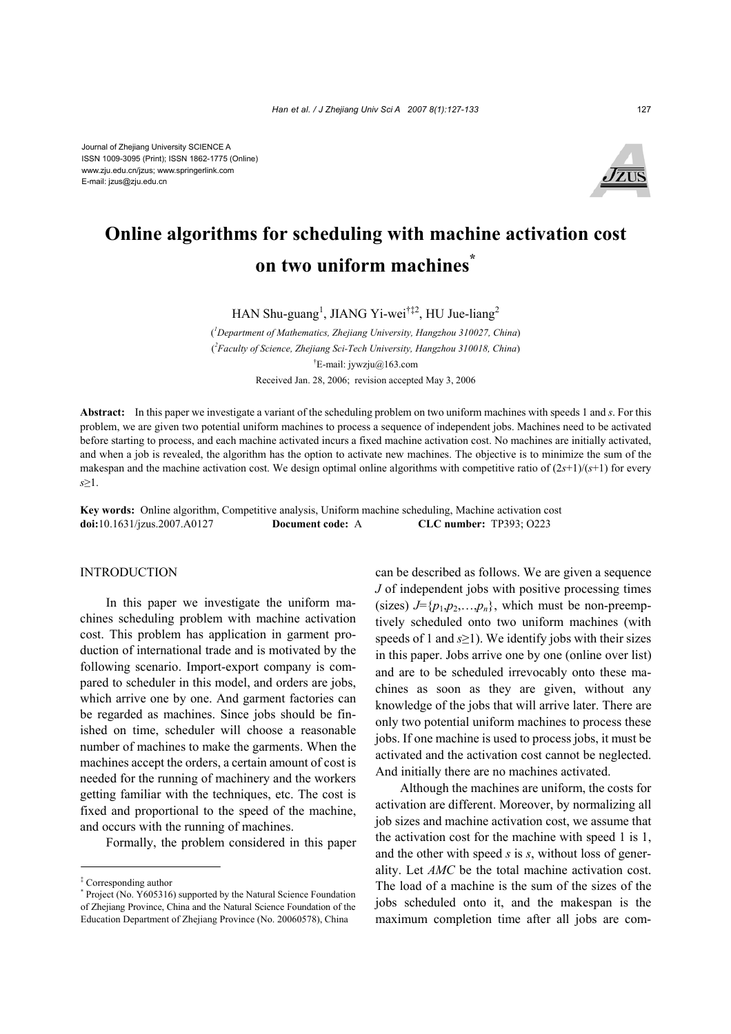Journal of Zhejiang University SCIENCE A
ISSN 1009-3095 (Print); ISSN 1862-1775 (Online)
www.zju.edu.cn/jzus; www.springerlink.com
E-mail: jzus@zju.edu.cn

# Online algorithms for scheduling with machine activation cost on two uniform machines*

HAN Shu-guang[1], JIANG Yi-wei[†‡2], HU Jue-liang[2]

([1]Department of Mathematics, Zhejiang University, Hangzhou 310027, China)

([2]Faculty of Science, Zhejiang Sci-Tech University, Hangzhou 310018, China)

[†]E-mail: jywzju@163.com

Received Jan. 28, 2006; revision accepted May 3, 2006

**Abstract:** In this paper we investigate a variant of the scheduling problem on two uniform machines with speeds 1 and $s$. For this problem, we are given two potential uniform machines to process a sequence of independent jobs. Machines need to be activated before starting to process, and each machine activated incurs a fixed machine activation cost. No machines are initially activated, and when a job is revealed, the algorithm has the option to activate new machines. The objective is to minimize the sum of the makespan and the machine activation cost. We design optimal online algorithms with competitive ratio of $(2s+1)/(s+1)$ for every $s\geq1$.

**Key words:** Online algorithm, Competitive analysis, Uniform machine scheduling, Machine activation cost
**doi:**10.1631/jzus.2007.A0127 **Document code:** A **CLC number:** TP393; O223

## INTRODUCTION

In this paper we investigate the uniform machines scheduling problem with machine activation cost. This problem has application in garment production of international trade and is motivated by the following scenario. Import-export company is compared to scheduler in this model, and orders are jobs, which arrive one by one. And garment factories can be regarded as machines. Since jobs should be finished on time, scheduler will choose a reasonable number of machines to make the garments. When the machines accept the orders, a certain amount of cost is needed for the running of machinery and the workers getting familiar with the techniques, etc. The cost is fixed and proportional to the speed of the machine, and occurs with the running of machines.

Formally, the problem considered in this paper can be described as follows. We are given a sequence $J$ of independent jobs with positive processing times (sizes) $J=\{p_1,p_2,\ldots,p_n\}$, which must be non-preemptively scheduled onto two uniform machines (with speeds of 1 and $s\geq1$). We identify jobs with their sizes in this paper. Jobs arrive one by one (online over list) and are to be scheduled irrevocably onto these machines as soon as they are given, without any knowledge of the jobs that will arrive later. There are only two potential uniform machines to process these jobs. If one machine is used to process jobs, it must be activated and the activation cost cannot be neglected. And initially there are no machines activated.

Although the machines are uniform, the costs for activation are different. Moreover, by normalizing all job sizes and machine activation cost, we assume that the activation cost for the machine with speed 1 is 1, and the other with speed $s$ is $s$, without loss of generality. Let $AMC$ be the total machine activation cost. The load of a machine is the sum of the sizes of the jobs scheduled onto it, and the makespan is the maximum completion time after all jobs are com-

‡ Corresponding author

\* Project (No. Y605316) supported by the Natural Science Foundation of Zhejiang Province, China and the Natural Science Foundation of the Education Department of Zhejiang Province (No. 20060578), China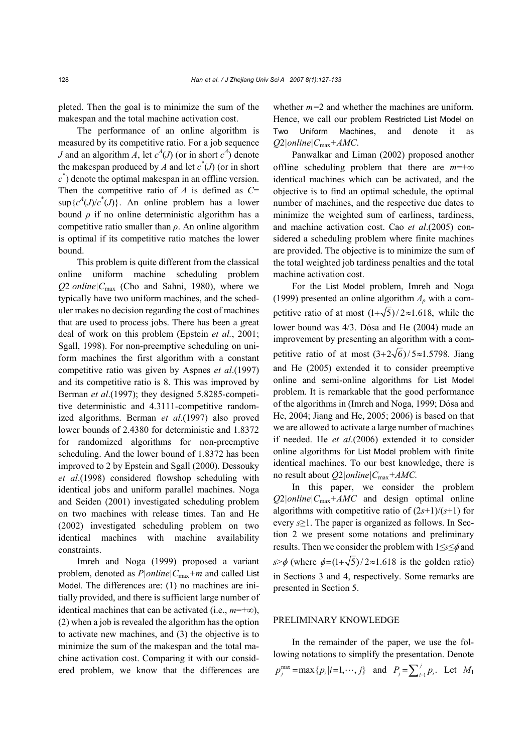pleted. Then the goal is to minimize the sum of the makespan and the total machine activation cost.

The performance of an online algorithm is measured by its competitive ratio. For a job sequence $J$ and an algorithm $A$, let $c^A(J)$ (or in short $c^A$) denote the makespan produced by $A$ and let $c^*(J)$ (or in short $c^*$) denote the optimal makespan in an offline version. Then the competitive ratio of $A$ is defined as $C=\sup\{c^A(J)/c^*(J)\}$. An online problem has a lower bound $\rho$ if no online deterministic algorithm has a competitive ratio smaller than $\rho$. An online algorithm is optimal if its competitive ratio matches the lower bound.

This problem is quite different from the classical online uniform machine scheduling problem $Q2|online|C_{\max}$ (Cho and Sahni, 1980), where we typically have two uniform machines, and the scheduler makes no decision regarding the cost of machines that are used to process jobs. There has been a great deal of work on this problem (Epstein *et al.*, 2001; Sgall, 1998). For non-preemptive scheduling on uniform machines the first algorithm with a constant competitive ratio was given by Aspnes *et al*.(1997) and its competitive ratio is 8. This was improved by Berman *et al*.(1997); they designed 5.8285-competitive deterministic and 4.3111-competitive randomized algorithms. Berman *et al*.(1997) also proved lower bounds of 2.4380 for deterministic and 1.8372 for randomized algorithms for non-preemptive scheduling. And the lower bound of 1.8372 has been improved to 2 by Epstein and Sgall (2000). Dessouky *et al*.(1998) considered flowshop scheduling with identical jobs and uniform parallel machines. Noga and Seiden (2001) investigated scheduling problem on two machines with release times. Tan and He (2002) investigated scheduling problem on two identical machines with machine availability constraints.

Imreh and Noga (1999) proposed a variant problem, denoted as $P|online|C_{\max}+m$ and called List Model. The differences are: (1) no machines are initially provided, and there is sufficient large number of identical machines that can be activated (i.e., $m=+\infty$), (2) when a job is revealed the algorithm has the option to activate new machines, and (3) the objective is to minimize the sum of the makespan and the total machine activation cost. Comparing it with our considered problem, we know that the differences are whether $m=2$ and whether the machines are uniform. Hence, we call our problem Restricted List Model on Two Uniform Machines, and denote it as $Q2|online|C_{\max}+AMC$.

Panwalkar and Liman (2002) proposed another offline scheduling problem that there are $m=+\infty$ identical machines which can be activated, and the objective is to find an optimal schedule, the optimal number of machines, and the respective due dates to minimize the weighted sum of earliness, tardiness, and machine activation cost. Cao *et al*.(2005) considered a scheduling problem where finite machines are provided. The objective is to minimize the sum of the total weighted job tardiness penalties and the total machine activation cost.

For the List Model problem, Imreh and Noga (1999) presented an online algorithm $A_\rho$ with a competitive ratio of at most $(1+\sqrt{5})/2\approx1.618$, while the lower bound was 4/3. Dósa and He (2004) made an improvement by presenting an algorithm with a competitive ratio of at most $(3+2\sqrt{6})/5\approx1.5798$. Jiang and He (2005) extended it to consider preemptive online and semi-online algorithms for List Model problem. It is remarkable that the good performance of the algorithms in (Imreh and Noga, 1999; Dósa and He, 2004; Jiang and He, 2005; 2006) is based on that we are allowed to activate a large number of machines if needed. He *et al*.(2006) extended it to consider online algorithms for List Model problem with finite identical machines. To our best knowledge, there is no result about $Q2|online|C_{\max}+AMC$.

In this paper, we consider the problem $Q2|online|C_{\max}+AMC$ and design optimal online algorithms with competitive ratio of $(2s+1)/(s+1)$ for every $s\geq1$. The paper is organized as follows. In Section 2 we present some notations and preliminary results. Then we consider the problem with $1\leq s\leq\phi$ and $s>\phi$ (where $\phi=(1+\sqrt{5})/2\approx1.618$ is the golden ratio) in Sections 3 and 4, respectively. Some remarks are presented in Section 5.

## PRELIMINARY KNOWLEDGE

In the remainder of the paper, we use the following notations to simplify the presentation. Denote $p_j^{\max}=\max\{p_i|i=1,\cdots,j\}$ and $P_j=\sum_{i=1}^{j}p_i$. Let $M_1$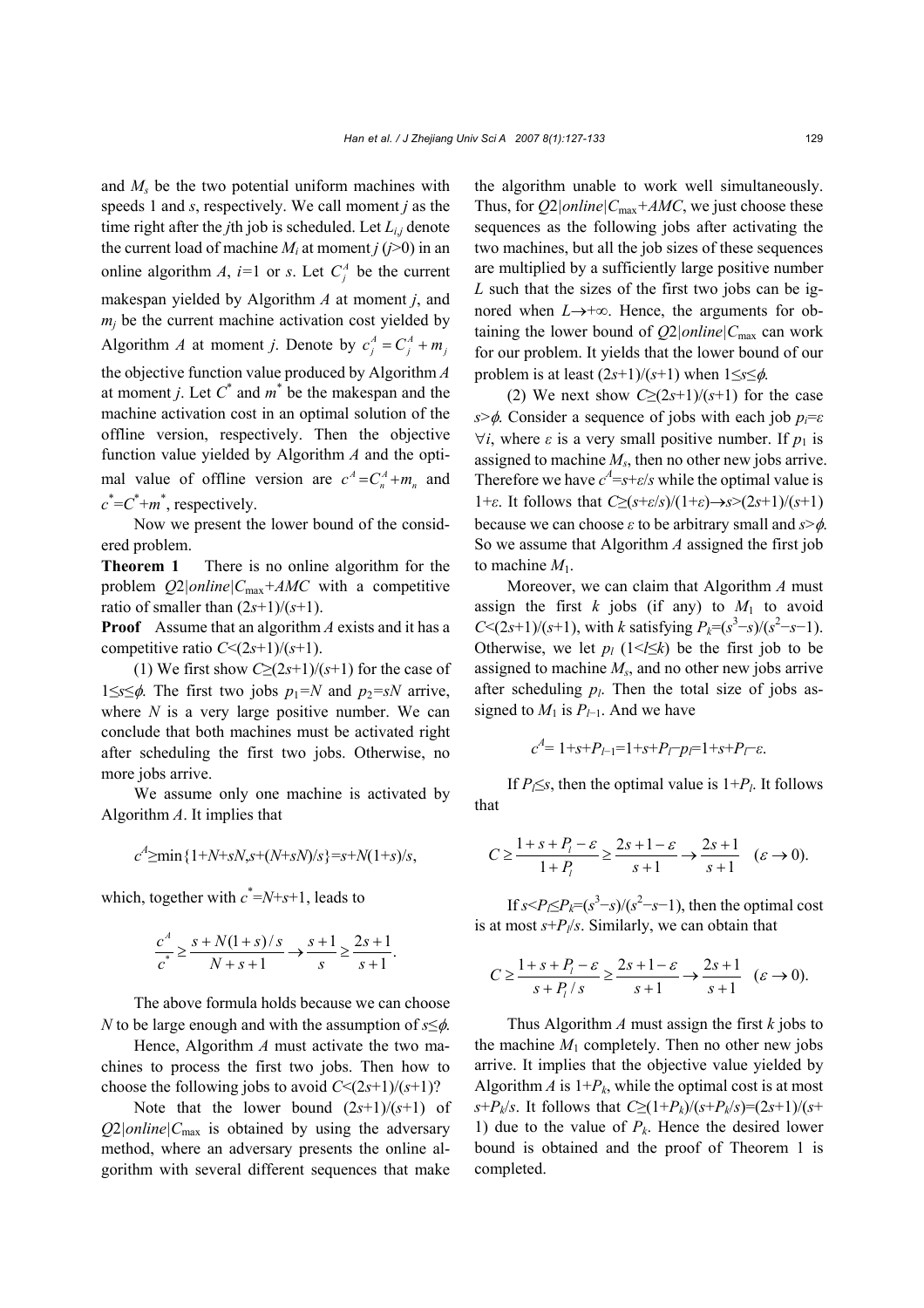and $M_s$ be the two potential uniform machines with speeds 1 and $s$, respectively. We call moment $j$ as the time right after the $j$th job is scheduled. Let $L_{i,j}$ denote the current load of machine $M_i$ at moment $j$ ($j$>0) in an online algorithm $A$, $i$=1 or $s$. Let $C_j^A$ be the current makespan yielded by Algorithm $A$ at moment $j$, and $m_j$ be the current machine activation cost yielded by Algorithm $A$ at moment $j$. Denote by $c_j^A = C_j^A + m_j$ the objective function value produced by Algorithm $A$ at moment $j$. Let $C^*$ and $m^*$ be the makespan and the machine activation cost in an optimal solution of the offline version, respectively. Then the objective function value yielded by Algorithm $A$ and the optimal value of offline version are $c^A = C_n^A + m_n$ and $c^* = C^* + m^*$, respectively.

Now we present the lower bound of the considered problem.

**Theorem 1** There is no online algorithm for the problem $Q2|online|C_{\max}+AMC$ with a competitive ratio of smaller than $(2s+1)/(s+1)$.

**Proof** Assume that an algorithm $A$ exists and it has a competitive ratio $C<(2s+1)/(s+1)$.

(1) We first show $C\geq(2s+1)/(s+1)$ for the case of $1\leq s\leq\phi$. The first two jobs $p_1=N$ and $p_2=sN$ arrive, where $N$ is a very large positive number. We can conclude that both machines must be activated right after scheduling the first two jobs. Otherwise, no more jobs arrive.

We assume only one machine is activated by Algorithm $A$. It implies that

$$c^A \geq \min\{1+N+sN, s+(N+sN)/s\} = s+N(1+s)/s,$$

which, together with $c^*=N+s+1$, leads to

$$\frac{c^A}{c^*} \geq \frac{s+N(1+s)/s}{N+s+1} \to \frac{s+1}{s} \geq \frac{2s+1}{s+1}.$$

The above formula holds because we can choose $N$ to be large enough and with the assumption of $s\leq\phi$.

Hence, Algorithm $A$ must activate the two machines to process the first two jobs. Then how to choose the following jobs to avoid $C<(2s+1)/(s+1)$?

Note that the lower bound $(2s+1)/(s+1)$ of $Q2|online|C_{\max}$ is obtained by using the adversary method, where an adversary presents the online algorithm with several different sequences that make the algorithm unable to work well simultaneously. Thus, for $Q2|online|C_{\max}+AMC$, we just choose these sequences as the following jobs after activating the two machines, but all the job sizes of these sequences are multiplied by a sufficiently large positive number $L$ such that the sizes of the first two jobs can be ignored when $L\to+\infty$. Hence, the arguments for obtaining the lower bound of $Q2|online|C_{\max}$ can work for our problem. It yields that the lower bound of our problem is at least $(2s+1)/(s+1)$ when $1\leq s\leq\phi$.

(2) We next show $C\geq(2s+1)/(s+1)$ for the case $s>\phi$. Consider a sequence of jobs with each job $p_i=\varepsilon$ $\forall i$, where $\varepsilon$ is a very small positive number. If $p_1$ is assigned to machine $M_s$, then no other new jobs arrive. Therefore we have $c^A=s+\varepsilon/s$ while the optimal value is $1+\varepsilon$. It follows that $C\geq(s+\varepsilon/s)/(1+\varepsilon)\to s>(2s+1)/(s+1)$ because we can choose $\varepsilon$ to be arbitrary small and $s>\phi$. So we assume that Algorithm $A$ assigned the first job to machine $M_1$.

Moreover, we can claim that Algorithm $A$ must assign the first $k$ jobs (if any) to $M_1$ to avoid $C<(2s+1)/(s+1)$, with $k$ satisfying $P_k=(s^3-s)/(s^2-s-1)$. Otherwise, we let $p_l$ ($1<l\leq k$) be the first job to be assigned to machine $M_s$, and no other new jobs arrive after scheduling $p_l$. Then the total size of jobs assigned to $M_1$ is $P_{l-1}$. And we have

$$c^A = 1+s+P_{l-1} = 1+s+P_l-p_l = 1+s+P_l-\varepsilon.$$

If $P_l\leq s$, then the optimal value is $1+P_l$. It follows that

$$C \geq \frac{1+s+P_l-\varepsilon}{1+P_l} \geq \frac{2s+1-\varepsilon}{s+1} \to \frac{2s+1}{s+1} \quad (\varepsilon\to 0).$$

If $s<P_l\leq P_k=(s^3-s)/(s^2-s-1)$, then the optimal cost is at most $s+P_l/s$. Similarly, we can obtain that

$$C \geq \frac{1+s+P_l-\varepsilon}{s+P_l/s} \geq \frac{2s+1-\varepsilon}{s+1} \to \frac{2s+1}{s+1} \quad (\varepsilon\to 0).$$

Thus Algorithm $A$ must assign the first $k$ jobs to the machine $M_1$ completely. Then no other new jobs arrive. It implies that the objective value yielded by Algorithm $A$ is $1+P_k$, while the optimal cost is at most $s+P_k/s$. It follows that $C\geq(1+P_k)/(s+P_k/s)=(2s+1)/(s+1)$ due to the value of $P_k$. Hence the desired lower bound is obtained and the proof of Theorem 1 is completed.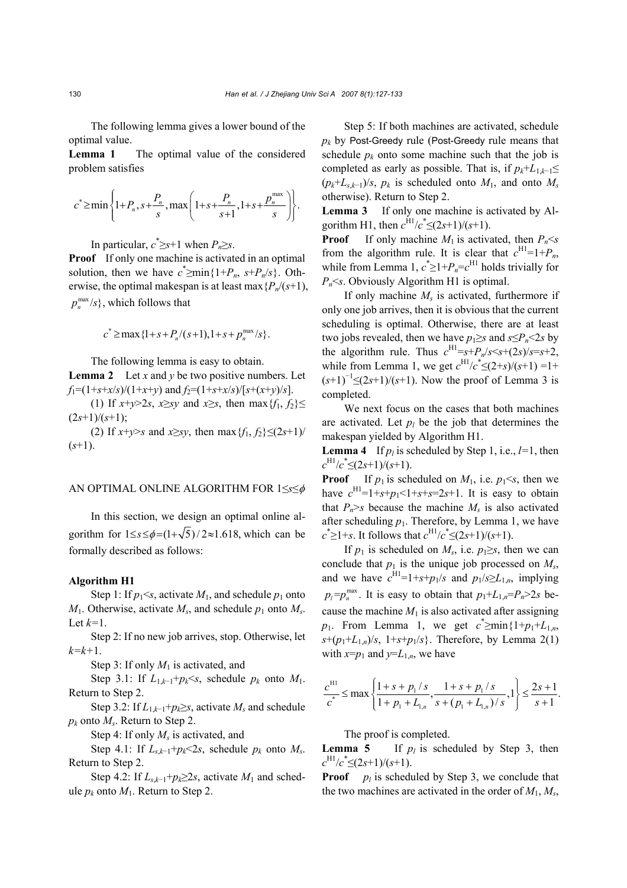The following lemma gives a lower bound of the optimal value.

**Lemma 1** The optimal value of the considered problem satisfies

$$c^* \ge \min\left\{1+P_n, s+\frac{P_n}{s}, \max\left(1+s+\frac{P_n}{s+1}, 1+s+\frac{p_n^{\max}}{s}\right)\right\}.$$

In particular, $c^* \ge s+1$ when $P_n \ge s$.

**Proof** If only one machine is activated in an optimal solution, then we have $c^* \ge \min\{1+P_n, s+P_n/s\}$. Otherwise, the optimal makespan is at least $\max\{P_n/(s+1), p_n^{\max}/s\}$, which follows that

$$c^* \ge \max\{1+s+P_n/(s+1), 1+s+p_n^{\max}/s\}.$$

The following lemma is easy to obtain.

**Lemma 2** Let $x$ and $y$ be two positive numbers. Let $f_1=(1+s+x/s)/(1+x+y)$ and $f_2=(1+s+x/s)/[s+(x+y)/s]$.

(1) If $x+y>2s$, $x \ge sy$ and $x \ge s$, then $\max\{f_1, f_2\} \le (2s+1)/(s+1)$;

(2) If $x+y>s$ and $x \ge sy$, then $\max\{f_1, f_2\} \le (2s+1)/(s+1)$.

## AN OPTIMAL ONLINE ALGORITHM FOR $1 \le s \le \phi$

In this section, we design an optimal online algorithm for $1 \le s \le \phi = (1+\sqrt{5})/2 \approx 1.618$, which can be formally described as follows:

**Algorithm H1**

Step 1: If $p_1 < s$, activate $M_1$, and schedule $p_1$ onto $M_1$. Otherwise, activate $M_s$, and schedule $p_1$ onto $M_s$. Let $k=1$.

Step 2: If no new job arrives, stop. Otherwise, let $k=k+1$.

Step 3: If only $M_1$ is activated, and

Step 3.1: If $L_{1,k-1}+p_k<s$, schedule $p_k$ onto $M_1$. Return to Step 2.

Step 3.2: If $L_{1,k-1}+p_k \ge s$, activate $M_s$ and schedule $p_k$ onto $M_s$. Return to Step 2.

Step 4: If only $M_s$ is activated, and

Step 4.1: If $L_{s,k-1}+p_k<2s$, schedule $p_k$ onto $M_s$. Return to Step 2.

Step 4.2: If $L_{s,k-1}+p_k \ge 2s$, activate $M_1$ and schedule $p_k$ onto $M_1$. Return to Step 2.

Step 5: If both machines are activated, schedule $p_k$ by Post-Greedy rule (Post-Greedy rule means that schedule $p_k$ onto some machine such that the job is completed as early as possible. That is, if $p_k+L_{1,k-1} \le (p_k+L_{s,k-1})/s$, $p_k$ is scheduled onto $M_1$, and onto $M_s$ otherwise). Return to Step 2.

**Lemma 3** If only one machine is activated by Algorithm H1, then $c^{\mathrm{H1}}/c^* \le (2s+1)/(s+1)$.

**Proof** If only machine $M_1$ is activated, then $P_n<s$ from the algorithm rule. It is clear that $c^{\mathrm{H1}}=1+P_n$, while from Lemma 1, $c^* \ge 1+P_n=c^{\mathrm{H1}}$ holds trivially for $P_n<s$. Obviously Algorithm H1 is optimal.

If only machine $M_s$ is activated, furthermore if only one job arrives, then it is obvious that the current scheduling is optimal. Otherwise, there are at least two jobs revealed, then we have $p_1 \ge s$ and $s \le P_n < 2s$ by the algorithm rule. Thus $c^{\mathrm{H1}}=s+P_n/s<s+(2s)/s=s+2$, while from Lemma 1, we get $c^{\mathrm{H1}}/c^* \le (2+s)/(s+1)=1+(s+1)^{-1} \le (2s+1)/(s+1)$. Now the proof of Lemma 3 is completed.

We next focus on the cases that both machines are activated. Let $p_l$ be the job that determines the makespan yielded by Algorithm H1.

**Lemma 4** If $p_l$ is scheduled by Step 1, i.e., $l=1$, then $c^{\mathrm{H1}}/c^* \le (2s+1)/(s+1)$.

**Proof** If $p_1$ is scheduled on $M_1$, i.e. $p_1<s$, then we have $c^{\mathrm{H1}}=1+s+p_1<1+s+s=2s+1$. It is easy to obtain that $P_n>s$ because the machine $M_s$ is also activated after scheduling $p_1$. Therefore, by Lemma 1, we have $c^* \ge 1+s$. It follows that $c^{\mathrm{H1}}/c^* \le (2s+1)/(s+1)$.

If $p_1$ is scheduled on $M_s$, i.e. $p_1 \ge s$, then we can conclude that $p_1$ is the unique job processed on $M_s$, and we have $c^{\mathrm{H1}}=1+s+p_1/s$ and $p_1/s \ge L_{1,n}$, implying $p_l=p_n^{\max}$. It is easy to obtain that $p_1+L_{1,n}=P_n>2s$ because the machine $M_1$ is also activated after assigning $p_1$. From Lemma 1, we get $c^* \ge \min\{1+p_1+L_{1,n}, s+(p_1+L_{1,n})/s, 1+s+p_1/s\}$. Therefore, by Lemma 2(1) with $x=p_1$ and $y=L_{1,n}$, we have

$$\frac{c^{\mathrm{H1}}}{c^*} \le \max\left\{\frac{1+s+p_1/s}{1+p_1+L_{1,n}}, \frac{1+s+p_1/s}{s+(p_1+L_{1,n})/s}, 1\right\} \le \frac{2s+1}{s+1}.$$

The proof is completed.

**Lemma 5** If $p_l$ is scheduled by Step 3, then $c^{\mathrm{H1}}/c^* \le (2s+1)/(s+1)$.

**Proof** $p_l$ is scheduled by Step 3, we conclude that the two machines are activated in the order of $M_1$, $M_s$,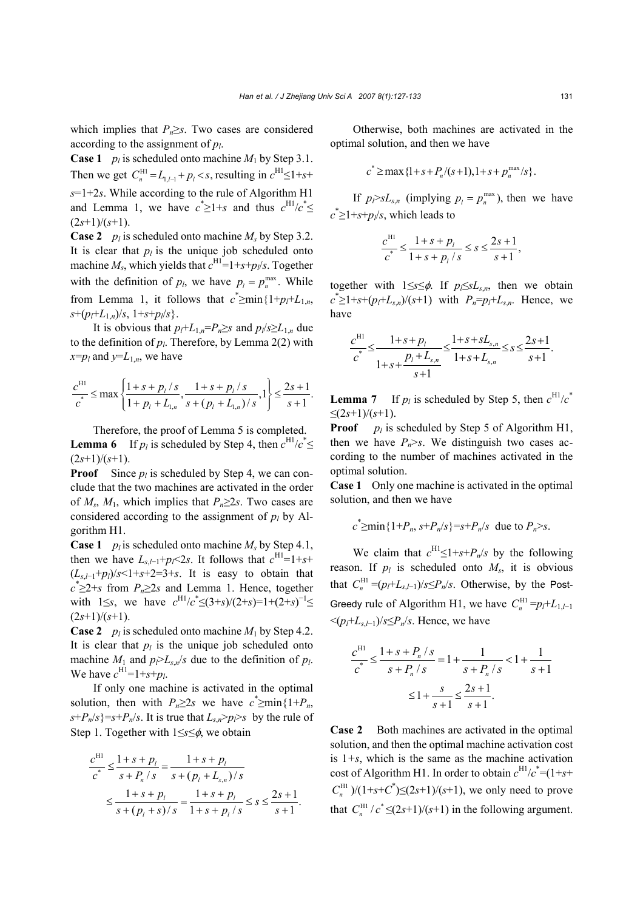which implies that $P_n \geq s$. Two cases are considered according to the assignment of $p_l$.

**Case 1** $p_l$ is scheduled onto machine $M_1$ by Step 3.1. Then we get $C_n^{\mathrm{H1}} = L_{1,l-1} + p_l < s$, resulting in $c^{\mathrm{H1}} \leq 1+s+s=1+2s$. While according to the rule of Algorithm H1 and Lemma 1, we have $c^* \geq 1+s$ and thus $c^{\mathrm{H1}}/c^* \leq (2s+1)/(s+1)$.

**Case 2** $p_l$ is scheduled onto machine $M_s$ by Step 3.2. It is clear that $p_l$ is the unique job scheduled onto machine $M_s$, which yields that $c^{\mathrm{H1}}=1+s+p_l/s$. Together with the definition of $p_l$, we have $p_l = p_n^{\max}$. While from Lemma 1, it follows that $c^* \geq \min\{1+p_l+L_{1,n}, s+(p_l+L_{1,n})/s, 1+s+p_l/s\}$.

It is obvious that $p_l+L_{1,n}=P_n \geq s$ and $p_l/s \geq L_{1,n}$ due to the definition of $p_l$. Therefore, by Lemma 2(2) with $x=p_l$ and $y=L_{1,n}$, we have

$$\frac{c^{\mathrm{H1}}}{c^*} \leq \max\left\{\frac{1+s+p_l/s}{1+p_l+L_{1,n}}, \frac{1+s+p_l/s}{s+(p_l+L_{1,n})/s}, 1\right\} \leq \frac{2s+1}{s+1}.$$

Therefore, the proof of Lemma 5 is completed.

**Lemma 6** If $p_l$ is scheduled by Step 4, then $c^{\mathrm{H1}}/c^* \leq (2s+1)/(s+1)$.

**Proof** Since $p_l$ is scheduled by Step 4, we can conclude that the two machines are activated in the order of $M_s$, $M_1$, which implies that $P_n \geq 2s$. Two cases are considered according to the assignment of $p_l$ by Algorithm H1.

**Case 1** $p_l$ is scheduled onto machine $M_s$ by Step 4.1, then we have $L_{s,l-1}+p_l<2s$. It follows that $c^{\mathrm{H1}}=1+s+(L_{s,l-1}+p_l)/s<1+s+2=3+s$. It is easy to obtain that $c^* \geq 2+s$ from $P_n \geq 2s$ and Lemma 1. Hence, together with $1 \leq s$, we have $c^{\mathrm{H1}}/c^* \leq (3+s)/(2+s)=1+(2+s)^{-1} \leq (2s+1)/(s+1)$.

**Case 2** $p_l$ is scheduled onto machine $M_1$ by Step 4.2. It is clear that $p_l$ is the unique job scheduled onto machine $M_1$ and $p_l > L_{s,n}/s$ due to the definition of $p_l$. We have $c^{\mathrm{H1}}=1+s+p_l$.

If only one machine is activated in the optimal solution, then with $P_n \geq 2s$ we have $c^* \geq \min\{1+P_n, s+P_n/s\}=s+P_n/s$. It is true that $L_{s,n}>p_l>s$ by the rule of Step 1. Together with $1 \leq s \leq \phi$, we obtain

$$\frac{c^{\mathrm{H1}}}{c^*} \leq \frac{1+s+p_l}{s+P_n/s} = \frac{1+s+p_l}{s+(p_l+L_{s,n})/s}$$
$$\leq \frac{1+s+p_l}{s+(p_l+s)/s} = \frac{1+s+p_l}{1+s+p_l/s} \leq s \leq \frac{2s+1}{s+1}.$$

Otherwise, both machines are activated in the optimal solution, and then we have

$$c^* \geq \max\{1+s+P_n/(s+1), 1+s+p_n^{\max}/s\}.$$

If $p_l > sL_{s,n}$ (implying $p_l = p_n^{\max}$), then we have $c^* \geq 1+s+p_l/s$, which leads to

$$\frac{c^{\mathrm{H1}}}{c^*} \leq \frac{1+s+p_l}{1+s+p_l/s} \leq s \leq \frac{2s+1}{s+1},$$

together with $1 \leq s \leq \phi$. If $p_l \leq sL_{s,n}$, then we obtain $c^* \geq 1+s+(p_l+L_{s,n})/(s+1)$ with $P_n=p_l+L_{s,n}$. Hence, we have

$$\frac{c^{\mathrm{H1}}}{c^*} \leq \frac{1+s+p_l}{1+s+\dfrac{p_l+L_{s,n}}{s+1}} \leq \frac{1+s+sL_{s,n}}{1+s+L_{s,n}} \leq s \leq \frac{2s+1}{s+1}.$$

**Lemma 7** If $p_l$ is scheduled by Step 5, then $c^{\mathrm{H1}}/c^* \leq (2s+1)/(s+1)$.

**Proof** $p_l$ is scheduled by Step 5 of Algorithm H1, then we have $P_n > s$. We distinguish two cases according to the number of machines activated in the optimal solution.

**Case 1** Only one machine is activated in the optimal solution, and then we have

$$c^* \geq \min\{1+P_n, s+P_n/s\}=s+P_n/s \text{ due to } P_n>s.$$

We claim that $c^{\mathrm{H1}} \leq 1+s+P_n/s$ by the following reason. If $p_l$ is scheduled onto $M_s$, it is obvious that $C_n^{\mathrm{H1}}=(p_l+L_{s,l-1})/s \leq P_n/s$. Otherwise, by the Post-Greedy rule of Algorithm H1, we have $C_n^{\mathrm{H1}}=p_l+L_{1,l-1}<(p_l+L_{s,l-1})/s \leq P_n/s$. Hence, we have

$$\frac{c^{\mathrm{H1}}}{c^*} \leq \frac{1+s+P_n/s}{s+P_n/s} = 1+\frac{1}{s+P_n/s} < 1+\frac{1}{s+1}$$
$$\leq 1+\frac{s}{s+1} \leq \frac{2s+1}{s+1}.$$

**Case 2** Both machines are activated in the optimal solution, and then the optimal machine activation cost is $1+s$, which is the same as the machine activation cost of Algorithm H1. In order to obtain $c^{\mathrm{H1}}/c^*=(1+s+C_n^{\mathrm{H1}})/(1+s+C^*) \leq (2s+1)/(s+1)$, we only need to prove that $C_n^{\mathrm{H1}}/c^* \leq (2s+1)/(s+1)$ in the following argument.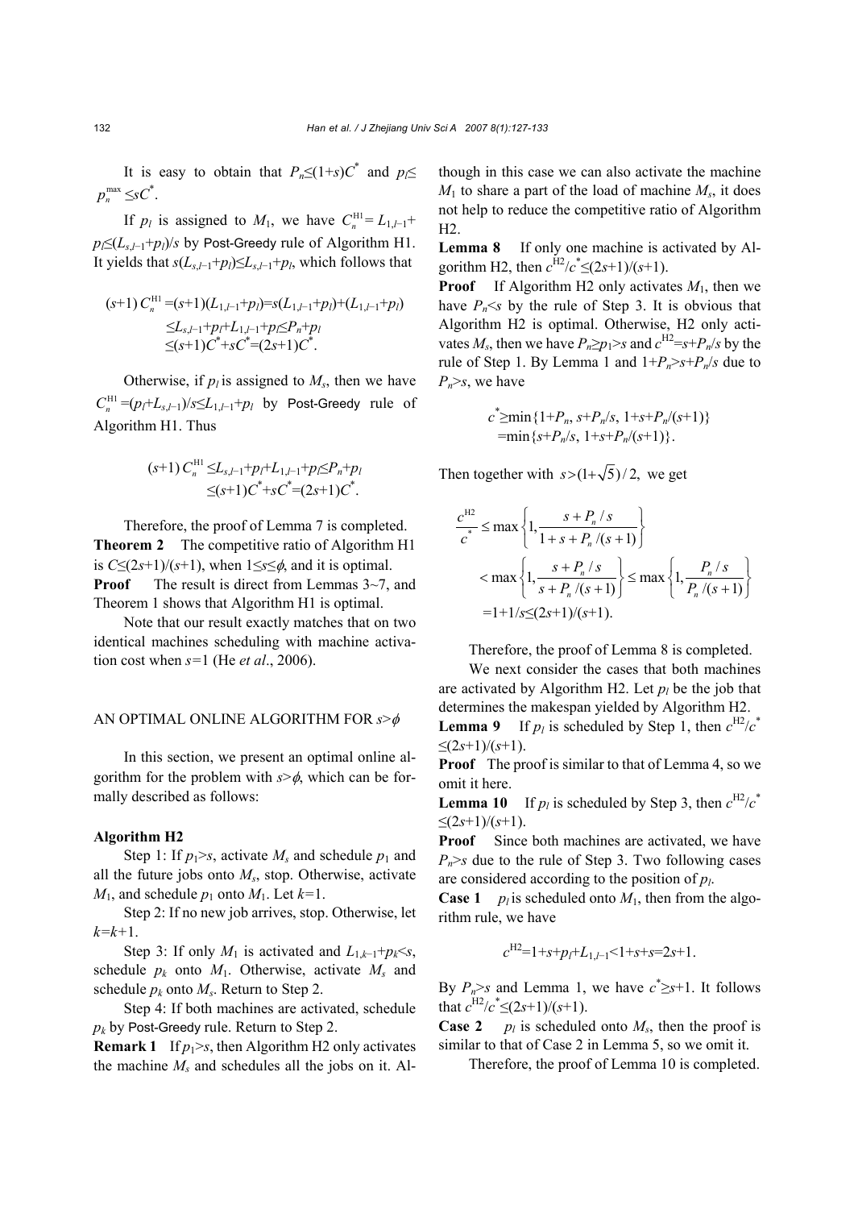It is easy to obtain that $P_n \le (1+s)C^*$ and $p_l \le p_n^{\max} \le sC^*$.

If $p_l$ is assigned to $M_1$, we have $C_n^{\rm H1} = L_{1,l-1} + p_l \le (L_{s,l-1}+p_l)/s$ by Post-Greedy rule of Algorithm H1. It yields that $s(L_{s,l-1}+p_l) \le L_{s,l-1}+p_l$, which follows that

$$
\begin{aligned}
(s+1)C_n^{\rm H1} &= (s+1)(L_{1,l-1}+p_l) = s(L_{1,l-1}+p_l)+(L_{1,l-1}+p_l)\\
&\le L_{s,l-1}+p_l+L_{1,l-1}+p_l \le P_n+p_l\\
&\le (s+1)C^*+sC^* = (2s+1)C^*.
\end{aligned}
$$

Otherwise, if $p_l$ is assigned to $M_s$, then we have $C_n^{\rm H1} = (p_l+L_{s,l-1})/s \le L_{1,l-1}+p_l$ by Post-Greedy rule of Algorithm H1. Thus

$$
\begin{aligned}
(s+1)C_n^{\rm H1} &\le L_{s,l-1}+p_l+L_{1,l-1}+p_l \le P_n+p_l\\
&\le (s+1)C^*+sC^* = (2s+1)C^*.
\end{aligned}
$$

Therefore, the proof of Lemma 7 is completed.

**Theorem 2** The competitive ratio of Algorithm H1 is $C \le (2s+1)/(s+1)$, when $1 \le s \le \phi$, and it is optimal.

**Proof** The result is direct from Lemmas 3~7, and Theorem 1 shows that Algorithm H1 is optimal.

Note that our result exactly matches that on two identical machines scheduling with machine activation cost when $s=1$ (He *et al*., 2006).

## AN OPTIMAL ONLINE ALGORITHM FOR $s>\phi$

In this section, we present an optimal online algorithm for the problem with $s>\phi$, which can be formally described as follows:

**Algorithm H2**

Step 1: If $p_1>s$, activate $M_s$ and schedule $p_1$ and all the future jobs onto $M_s$, stop. Otherwise, activate $M_1$, and schedule $p_1$ onto $M_1$. Let $k=1$.

Step 2: If no new job arrives, stop. Otherwise, let $k=k+1$.

Step 3: If only $M_1$ is activated and $L_{1,k-1}+p_k<s$, schedule $p_k$ onto $M_1$. Otherwise, activate $M_s$ and schedule $p_k$ onto $M_s$. Return to Step 2.

Step 4: If both machines are activated, schedule $p_k$ by Post-Greedy rule. Return to Step 2.

**Remark 1** If $p_1>s$, then Algorithm H2 only activates the machine $M_s$ and schedules all the jobs on it. Although in this case we can also activate the machine $M_1$ to share a part of the load of machine $M_s$, it does not help to reduce the competitive ratio of Algorithm H2.

**Lemma 8** If only one machine is activated by Algorithm H2, then $c^{\rm H2}/c^* \le (2s+1)/(s+1)$.

**Proof** If Algorithm H2 only activates $M_1$, then we have $P_n<s$ by the rule of Step 3. It is obvious that Algorithm H2 is optimal. Otherwise, H2 only activates $M_s$, then we have $P_n \ge p_1>s$ and $c^{\rm H2}=s+P_n/s$ by the rule of Step 1. By Lemma 1 and $1+P_n>s+P_n/s$ due to $P_n>s$, we have

$$
\begin{aligned}
c^* &\ge \min\{1+P_n,\ s+P_n/s,\ 1+s+P_n/(s+1)\}\\
&= \min\{s+P_n/s,\ 1+s+P_n/(s+1)\}.
\end{aligned}
$$

Then together with $s>(1+\sqrt{5})/2$, we get

$$
\begin{aligned}
\frac{c^{\rm H2}}{c^*} &\le \max\left\{1, \frac{s+P_n/s}{1+s+P_n/(s+1)}\right\}\\
&< \max\left\{1, \frac{s+P_n/s}{s+P_n/(s+1)}\right\} \le \max\left\{1, \frac{P_n/s}{P_n/(s+1)}\right\}\\
&= 1+1/s \le (2s+1)/(s+1).
\end{aligned}
$$

Therefore, the proof of Lemma 8 is completed.

We next consider the cases that both machines are activated by Algorithm H2. Let $p_l$ be the job that determines the makespan yielded by Algorithm H2.

**Lemma 9** If $p_l$ is scheduled by Step 1, then $c^{\rm H2}/c^* \le (2s+1)/(s+1)$.

**Proof** The proof is similar to that of Lemma 4, so we omit it here.

**Lemma 10** If $p_l$ is scheduled by Step 3, then $c^{\rm H2}/c^* \le (2s+1)/(s+1)$.

**Proof** Since both machines are activated, we have $P_n>s$ due to the rule of Step 3. Two following cases are considered according to the position of $p_l$.

**Case 1** $p_l$ is scheduled onto $M_1$, then from the algorithm rule, we have

$$c^{\rm H2}=1+s+p_l+L_{1,l-1}<1+s+s=2s+1.$$

By $P_n>s$ and Lemma 1, we have $c^* \ge s+1$. It follows that $c^{\rm H2}/c^* \le (2s+1)/(s+1)$.

**Case 2** $p_l$ is scheduled onto $M_s$, then the proof is similar to that of Case 2 in Lemma 5, so we omit it.

Therefore, the proof of Lemma 10 is completed.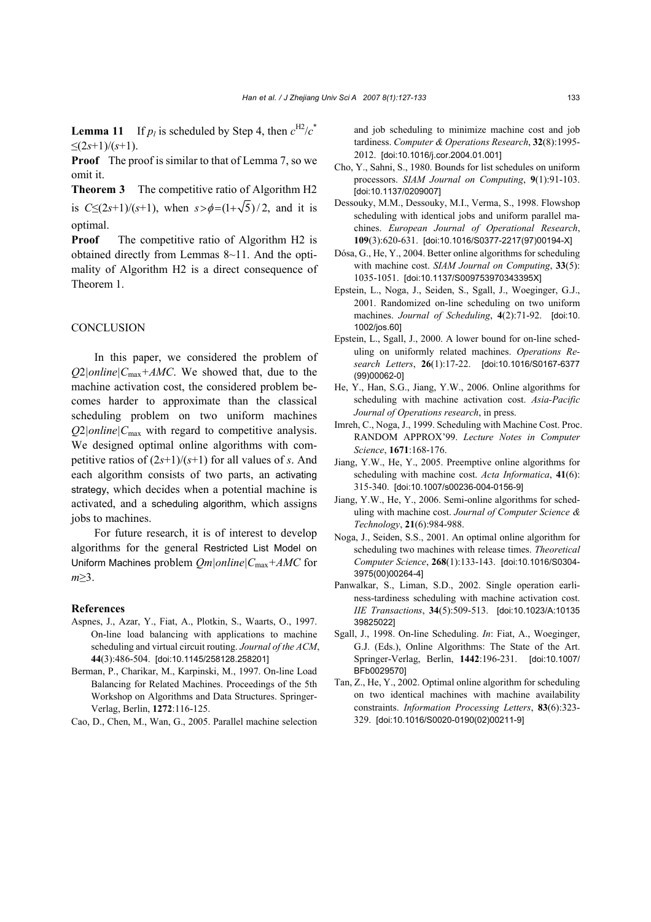**Lemma 11** If $p_l$ is scheduled by Step 4, then $c^{\mathrm{H2}}/c^* \leq (2s+1)/(s+1)$.

**Proof** The proof is similar to that of Lemma 7, so we omit it.

**Theorem 3** The competitive ratio of Algorithm H2 is $C \leq (2s+1)/(s+1)$, when $s > \phi = (1+\sqrt{5})/2$, and it is optimal.

**Proof** The competitive ratio of Algorithm H2 is obtained directly from Lemmas 8~11. And the optimality of Algorithm H2 is a direct consequence of Theorem 1.

## CONCLUSION

In this paper, we considered the problem of $Q2|online|C_{\max}+AMC$. We showed that, due to the machine activation cost, the considered problem becomes harder to approximate than the classical scheduling problem on two uniform machines $Q2|online|C_{\max}$ with regard to competitive analysis. We designed optimal online algorithms with competitive ratios of $(2s+1)/(s+1)$ for all values of $s$. And each algorithm consists of two parts, an activating strategy, which decides when a potential machine is activated, and a scheduling algorithm, which assigns jobs to machines.

For future research, it is of interest to develop algorithms for the general Restricted List Model on Uniform Machines problem $Qm|online|C_{\max}+AMC$ for $m \geq 3$.

## References

Aspnes, J., Azar, Y., Fiat, A., Plotkin, S., Waarts, O., 1997. On-line load balancing with applications to machine scheduling and virtual circuit routing. *Journal of the ACM*, **44**(3):486-504. [doi:10.1145/258128.258201]

Berman, P., Charikar, M., Karpinski, M., 1997. On-line Load Balancing for Related Machines. Proceedings of the 5th Workshop on Algorithms and Data Structures. Springer-Verlag, Berlin, **1272**:116-125.

Cao, D., Chen, M., Wan, G., 2005. Parallel machine selection and job scheduling to minimize machine cost and job tardiness. *Computer & Operations Research*, **32**(8):1995-2012. [doi:10.1016/j.cor.2004.01.001]

Cho, Y., Sahni, S., 1980. Bounds for list schedules on uniform processors. *SIAM Journal on Computing*, **9**(1):91-103. [doi:10.1137/0209007]

Dessouky, M.M., Dessouky, M.I., Verma, S., 1998. Flowshop scheduling with identical jobs and uniform parallel machines. *European Journal of Operational Research*, **109**(3):620-631. [doi:10.1016/S0377-2217(97)00194-X]

Dósa, G., He, Y., 2004. Better online algorithms for scheduling with machine cost. *SIAM Journal on Computing*, **33**(5): 1035-1051. [doi:10.1137/S009753970343395X]

Epstein, L., Noga, J., Seiden, S., Sgall, J., Woeginger, G.J., 2001. Randomized on-line scheduling on two uniform machines. *Journal of Scheduling*, **4**(2):71-92. [doi:10.1002/jos.60]

Epstein, L., Sgall, J., 2000. A lower bound for on-line scheduling on uniformly related machines. *Operations Research Letters*, **26**(1):17-22. [doi:10.1016/S0167-6377(99)00062-0]

He, Y., Han, S.G., Jiang, Y.W., 2006. Online algorithms for scheduling with machine activation cost. *Asia-Pacific Journal of Operations research*, in press.

Imreh, C., Noga, J., 1999. Scheduling with Machine Cost. Proc. RANDOM APPROX'99. *Lecture Notes in Computer Science*, **1671**:168-176.

Jiang, Y.W., He, Y., 2005. Preemptive online algorithms for scheduling with machine cost. *Acta Informatica*, **41**(6): 315-340. [doi:10.1007/s00236-004-0156-9]

Jiang, Y.W., He, Y., 2006. Semi-online algorithms for scheduling with machine cost. *Journal of Computer Science & Technology*, **21**(6):984-988.

Noga, J., Seiden, S.S., 2001. An optimal online algorithm for scheduling two machines with release times. *Theoretical Computer Science*, **268**(1):133-143. [doi:10.1016/S0304-3975(00)00264-4]

Panwalkar, S., Liman, S.D., 2002. Single operation earliness-tardiness scheduling with machine activation cost. *IIE Transactions*, **34**(5):509-513. [doi:10.1023/A:1013539825022]

Sgall, J., 1998. On-line Scheduling. *In*: Fiat, A., Woeginger, G.J. (Eds.), Online Algorithms: The State of the Art. Springer-Verlag, Berlin, **1442**:196-231. [doi:10.1007/BFb0029570]

Tan, Z., He, Y., 2002. Optimal online algorithm for scheduling on two identical machines with machine availability constraints. *Information Processing Letters*, **83**(6):323-329. [doi:10.1016/S0020-0190(02)00211-9]